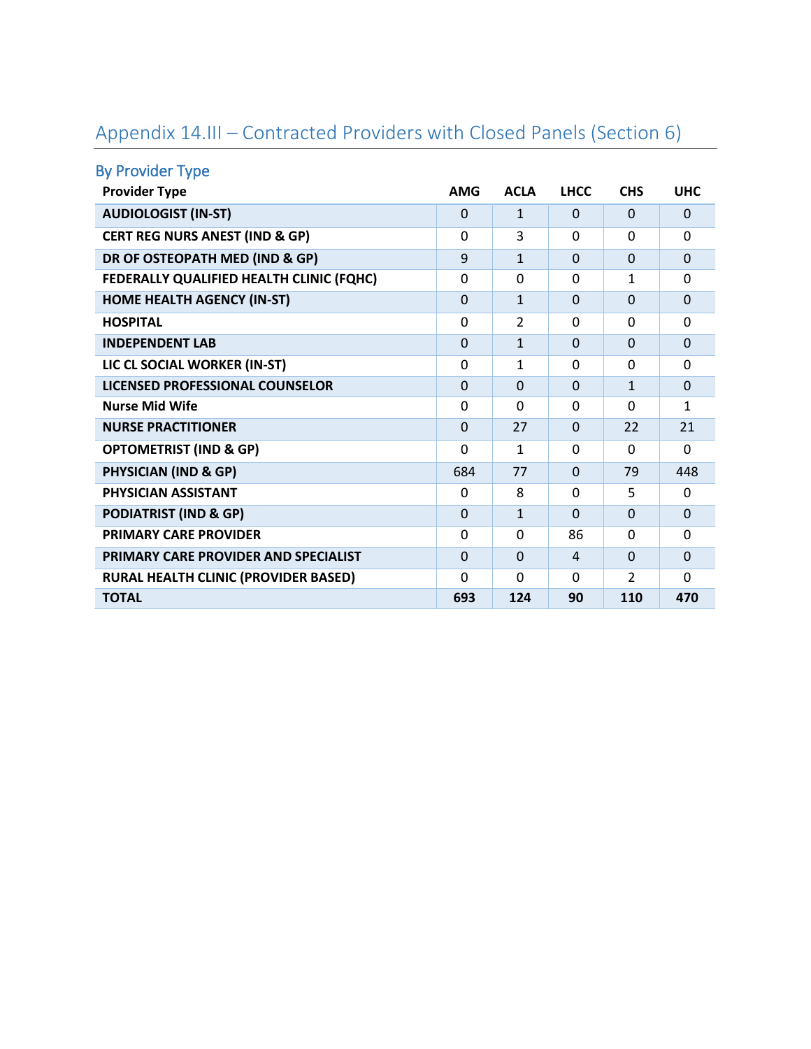## Appendix 14.III – Contracted Providers with Closed Panels (Section 6)

### By Provider Type

| Provider Type | AMG | ACLA | LHCC | CHS | UHC |
|---|---|---|---|---|---|
| **AUDIOLOGIST (IN-ST)** | 0 | 1 | 0 | 0 | 0 |
| **CERT REG NURS ANEST (IND & GP)** | 0 | 3 | 0 | 0 | 0 |
| **DR OF OSTEOPATH MED (IND & GP)** | 9 | 1 | 0 | 0 | 0 |
| **FEDERALLY QUALIFIED HEALTH CLINIC (FQHC)** | 0 | 0 | 0 | 1 | 0 |
| **HOME HEALTH AGENCY (IN-ST)** | 0 | 1 | 0 | 0 | 0 |
| **HOSPITAL** | 0 | 2 | 0 | 0 | 0 |
| **INDEPENDENT LAB** | 0 | 1 | 0 | 0 | 0 |
| **LIC CL SOCIAL WORKER (IN-ST)** | 0 | 1 | 0 | 0 | 0 |
| **LICENSED PROFESSIONAL COUNSELOR** | 0 | 0 | 0 | 1 | 0 |
| **Nurse Mid Wife** | 0 | 0 | 0 | 0 | 1 |
| **NURSE PRACTITIONER** | 0 | 27 | 0 | 22 | 21 |
| **OPTOMETRIST (IND & GP)** | 0 | 1 | 0 | 0 | 0 |
| **PHYSICIAN (IND & GP)** | 684 | 77 | 0 | 79 | 448 |
| **PHYSICIAN ASSISTANT** | 0 | 8 | 0 | 5 | 0 |
| **PODIATRIST (IND & GP)** | 0 | 1 | 0 | 0 | 0 |
| **PRIMARY CARE PROVIDER** | 0 | 0 | 86 | 0 | 0 |
| **PRIMARY CARE PROVIDER AND SPECIALIST** | 0 | 0 | 4 | 0 | 0 |
| **RURAL HEALTH CLINIC (PROVIDER BASED)** | 0 | 0 | 0 | 2 | 0 |
| **TOTAL** | **693** | **124** | **90** | **110** | **470** |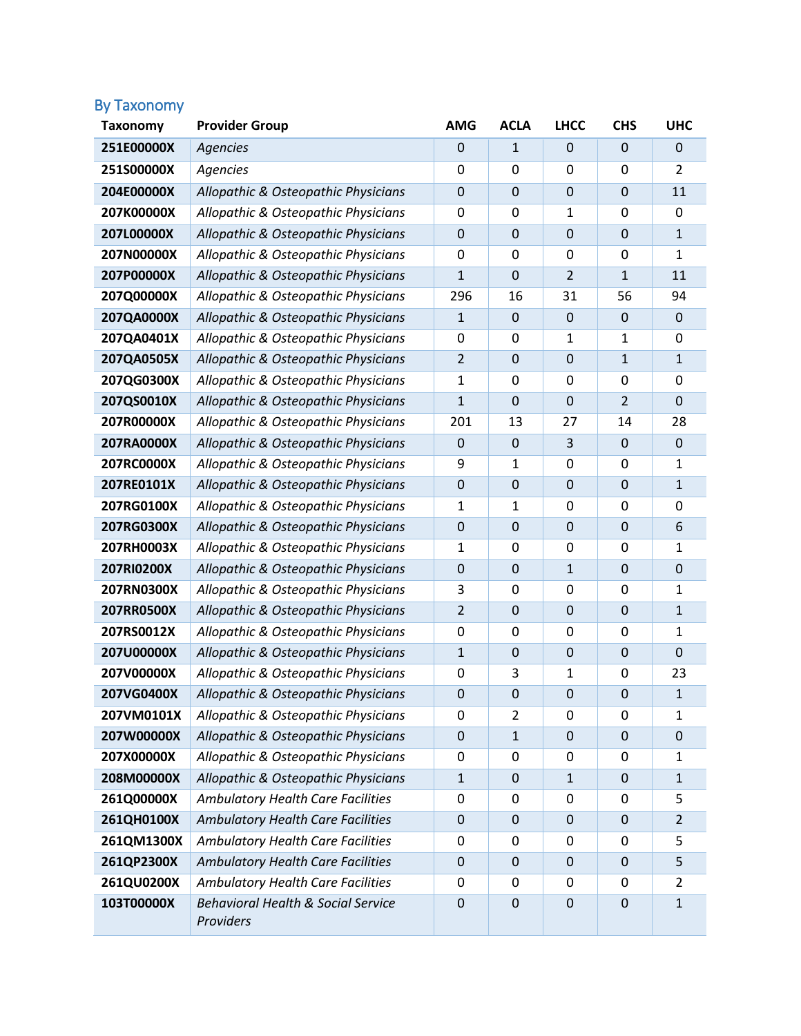## By Taxonomy

| Taxonomy | Provider Group | AMG | ACLA | LHCC | CHS | UHC |
|---|---|---|---|---|---|---|
| **251E00000X** | *Agencies* | 0 | 1 | 0 | 0 | 0 |
| **251S00000X** | *Agencies* | 0 | 0 | 0 | 0 | 2 |
| **204E00000X** | *Allopathic & Osteopathic Physicians* | 0 | 0 | 0 | 0 | 11 |
| **207K00000X** | *Allopathic & Osteopathic Physicians* | 0 | 0 | 1 | 0 | 0 |
| **207L00000X** | *Allopathic & Osteopathic Physicians* | 0 | 0 | 0 | 0 | 1 |
| **207N00000X** | *Allopathic & Osteopathic Physicians* | 0 | 0 | 0 | 0 | 1 |
| **207P00000X** | *Allopathic & Osteopathic Physicians* | 1 | 0 | 2 | 1 | 11 |
| **207Q00000X** | *Allopathic & Osteopathic Physicians* | 296 | 16 | 31 | 56 | 94 |
| **207QA0000X** | *Allopathic & Osteopathic Physicians* | 1 | 0 | 0 | 0 | 0 |
| **207QA0401X** | *Allopathic & Osteopathic Physicians* | 0 | 0 | 1 | 1 | 0 |
| **207QA0505X** | *Allopathic & Osteopathic Physicians* | 2 | 0 | 0 | 1 | 1 |
| **207QG0300X** | *Allopathic & Osteopathic Physicians* | 1 | 0 | 0 | 0 | 0 |
| **207QS0010X** | *Allopathic & Osteopathic Physicians* | 1 | 0 | 0 | 2 | 0 |
| **207R00000X** | *Allopathic & Osteopathic Physicians* | 201 | 13 | 27 | 14 | 28 |
| **207RA0000X** | *Allopathic & Osteopathic Physicians* | 0 | 0 | 3 | 0 | 0 |
| **207RC0000X** | *Allopathic & Osteopathic Physicians* | 9 | 1 | 0 | 0 | 1 |
| **207RE0101X** | *Allopathic & Osteopathic Physicians* | 0 | 0 | 0 | 0 | 1 |
| **207RG0100X** | *Allopathic & Osteopathic Physicians* | 1 | 1 | 0 | 0 | 0 |
| **207RG0300X** | *Allopathic & Osteopathic Physicians* | 0 | 0 | 0 | 0 | 6 |
| **207RH0003X** | *Allopathic & Osteopathic Physicians* | 1 | 0 | 0 | 0 | 1 |
| **207RI0200X** | *Allopathic & Osteopathic Physicians* | 0 | 0 | 1 | 0 | 0 |
| **207RN0300X** | *Allopathic & Osteopathic Physicians* | 3 | 0 | 0 | 0 | 1 |
| **207RR0500X** | *Allopathic & Osteopathic Physicians* | 2 | 0 | 0 | 0 | 1 |
| **207RS0012X** | *Allopathic & Osteopathic Physicians* | 0 | 0 | 0 | 0 | 1 |
| **207U00000X** | *Allopathic & Osteopathic Physicians* | 1 | 0 | 0 | 0 | 0 |
| **207V00000X** | *Allopathic & Osteopathic Physicians* | 0 | 3 | 1 | 0 | 23 |
| **207VG0400X** | *Allopathic & Osteopathic Physicians* | 0 | 0 | 0 | 0 | 1 |
| **207VM0101X** | *Allopathic & Osteopathic Physicians* | 0 | 2 | 0 | 0 | 1 |
| **207W00000X** | *Allopathic & Osteopathic Physicians* | 0 | 1 | 0 | 0 | 0 |
| **207X00000X** | *Allopathic & Osteopathic Physicians* | 0 | 0 | 0 | 0 | 1 |
| **208M00000X** | *Allopathic & Osteopathic Physicians* | 1 | 0 | 1 | 0 | 1 |
| **261Q00000X** | *Ambulatory Health Care Facilities* | 0 | 0 | 0 | 0 | 5 |
| **261QH0100X** | *Ambulatory Health Care Facilities* | 0 | 0 | 0 | 0 | 2 |
| **261QM1300X** | *Ambulatory Health Care Facilities* | 0 | 0 | 0 | 0 | 5 |
| **261QP2300X** | *Ambulatory Health Care Facilities* | 0 | 0 | 0 | 0 | 5 |
| **261QU0200X** | *Ambulatory Health Care Facilities* | 0 | 0 | 0 | 0 | 2 |
| **103T00000X** | *Behavioral Health & Social Service Providers* | 0 | 0 | 0 | 0 | 1 |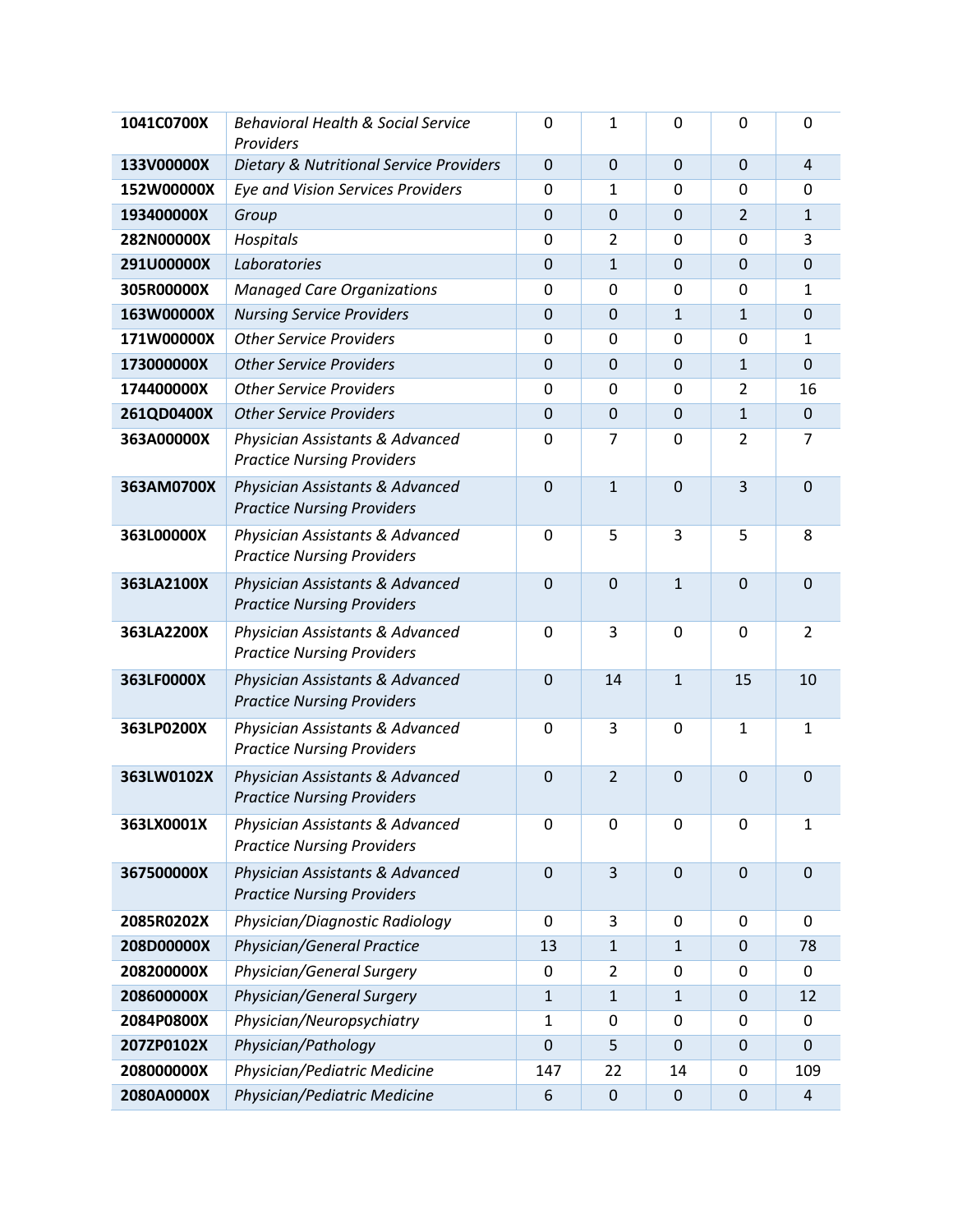| **1041C0700X** | *Behavioral Health & Social Service Providers* | 0 | 1 | 0 | 0 | 0 |
|---|---|---|---|---|---|---|
| **133V00000X** | *Dietary & Nutritional Service Providers* | 0 | 0 | 0 | 0 | 4 |
| **152W00000X** | *Eye and Vision Services Providers* | 0 | 1 | 0 | 0 | 0 |
| **193400000X** | *Group* | 0 | 0 | 0 | 2 | 1 |
| **282N00000X** | *Hospitals* | 0 | 2 | 0 | 0 | 3 |
| **291U00000X** | *Laboratories* | 0 | 1 | 0 | 0 | 0 |
| **305R00000X** | *Managed Care Organizations* | 0 | 0 | 0 | 0 | 1 |
| **163W00000X** | *Nursing Service Providers* | 0 | 0 | 1 | 1 | 0 |
| **171W00000X** | *Other Service Providers* | 0 | 0 | 0 | 0 | 1 |
| **173000000X** | *Other Service Providers* | 0 | 0 | 0 | 1 | 0 |
| **174400000X** | *Other Service Providers* | 0 | 0 | 0 | 2 | 16 |
| **261QD0400X** | *Other Service Providers* | 0 | 0 | 0 | 1 | 0 |
| **363A00000X** | *Physician Assistants & Advanced Practice Nursing Providers* | 0 | 7 | 0 | 2 | 7 |
| **363AM0700X** | *Physician Assistants & Advanced Practice Nursing Providers* | 0 | 1 | 0 | 3 | 0 |
| **363L00000X** | *Physician Assistants & Advanced Practice Nursing Providers* | 0 | 5 | 3 | 5 | 8 |
| **363LA2100X** | *Physician Assistants & Advanced Practice Nursing Providers* | 0 | 0 | 1 | 0 | 0 |
| **363LA2200X** | *Physician Assistants & Advanced Practice Nursing Providers* | 0 | 3 | 0 | 0 | 2 |
| **363LF0000X** | *Physician Assistants & Advanced Practice Nursing Providers* | 0 | 14 | 1 | 15 | 10 |
| **363LP0200X** | *Physician Assistants & Advanced Practice Nursing Providers* | 0 | 3 | 0 | 1 | 1 |
| **363LW0102X** | *Physician Assistants & Advanced Practice Nursing Providers* | 0 | 2 | 0 | 0 | 0 |
| **363LX0001X** | *Physician Assistants & Advanced Practice Nursing Providers* | 0 | 0 | 0 | 0 | 1 |
| **367500000X** | *Physician Assistants & Advanced Practice Nursing Providers* | 0 | 3 | 0 | 0 | 0 |
| **2085R0202X** | *Physician/Diagnostic Radiology* | 0 | 3 | 0 | 0 | 0 |
| **208D00000X** | *Physician/General Practice* | 13 | 1 | 1 | 0 | 78 |
| **208200000X** | *Physician/General Surgery* | 0 | 2 | 0 | 0 | 0 |
| **208600000X** | *Physician/General Surgery* | 1 | 1 | 1 | 0 | 12 |
| **2084P0800X** | *Physician/Neuropsychiatry* | 1 | 0 | 0 | 0 | 0 |
| **207ZP0102X** | *Physician/Pathology* | 0 | 5 | 0 | 0 | 0 |
| **208000000X** | *Physician/Pediatric Medicine* | 147 | 22 | 14 | 0 | 109 |
| **2080A0000X** | *Physician/Pediatric Medicine* | 6 | 0 | 0 | 0 | 4 |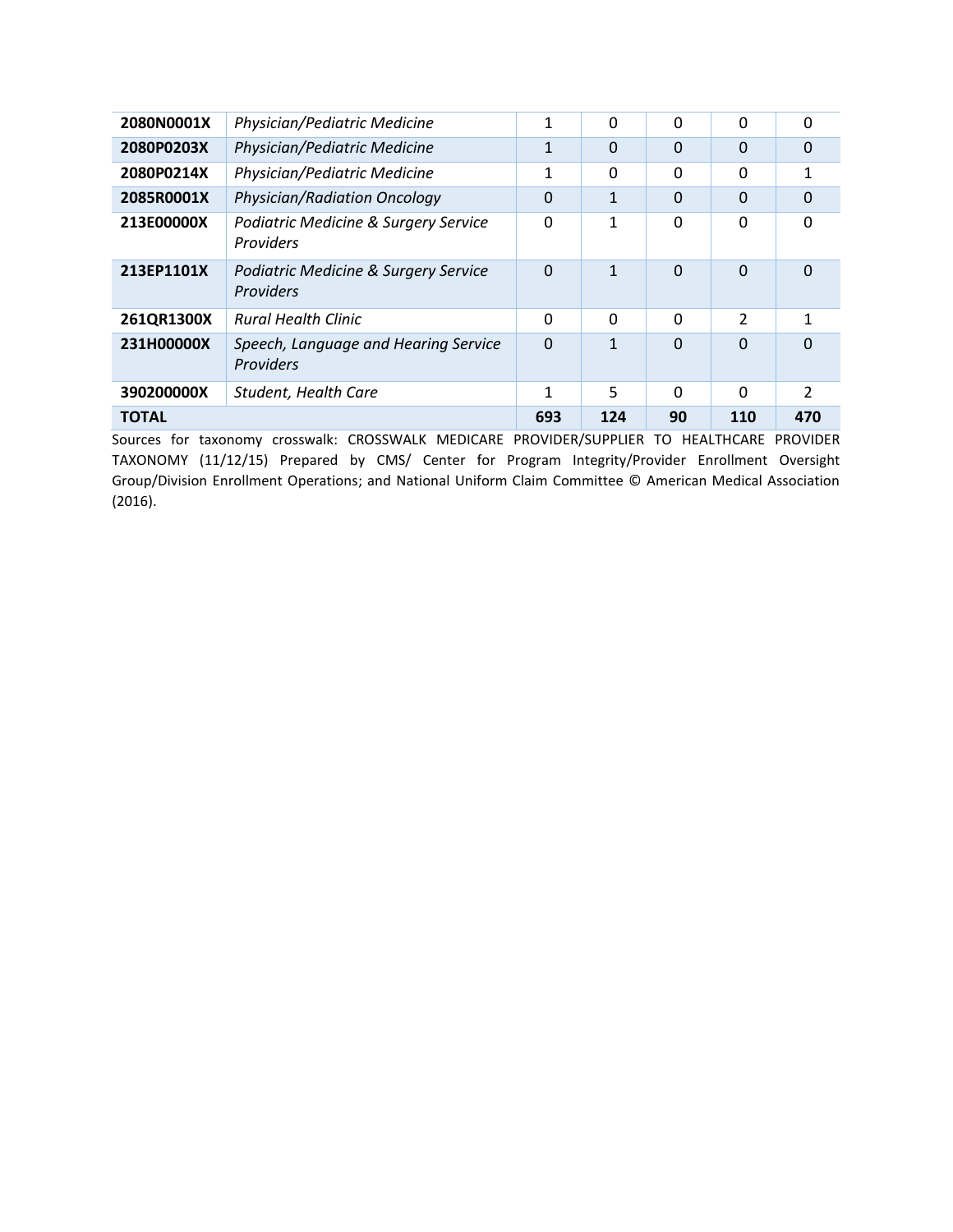| | | | | | | |
|---|---|---|---|---|---|---|
| **2080N0001X** | *Physician/Pediatric Medicine* | 1 | 0 | 0 | 0 | 0 |
| **2080P0203X** | *Physician/Pediatric Medicine* | 1 | 0 | 0 | 0 | 0 |
| **2080P0214X** | *Physician/Pediatric Medicine* | 1 | 0 | 0 | 0 | 1 |
| **2085R0001X** | *Physician/Radiation Oncology* | 0 | 1 | 0 | 0 | 0 |
| **213E00000X** | *Podiatric Medicine & Surgery Service Providers* | 0 | 1 | 0 | 0 | 0 |
| **213EP1101X** | *Podiatric Medicine & Surgery Service Providers* | 0 | 1 | 0 | 0 | 0 |
| **261QR1300X** | *Rural Health Clinic* | 0 | 0 | 0 | 2 | 1 |
| **231H00000X** | *Speech, Language and Hearing Service Providers* | 0 | 1 | 0 | 0 | 0 |
| **390200000X** | *Student, Health Care* | 1 | 5 | 0 | 0 | 2 |
| **TOTAL** | | **693** | **124** | **90** | **110** | **470** |

Sources for taxonomy crosswalk: CROSSWALK MEDICARE PROVIDER/SUPPLIER TO HEALTHCARE PROVIDER TAXONOMY (11/12/15) Prepared by CMS/ Center for Program Integrity/Provider Enrollment Oversight Group/Division Enrollment Operations; and National Uniform Claim Committee © American Medical Association (2016).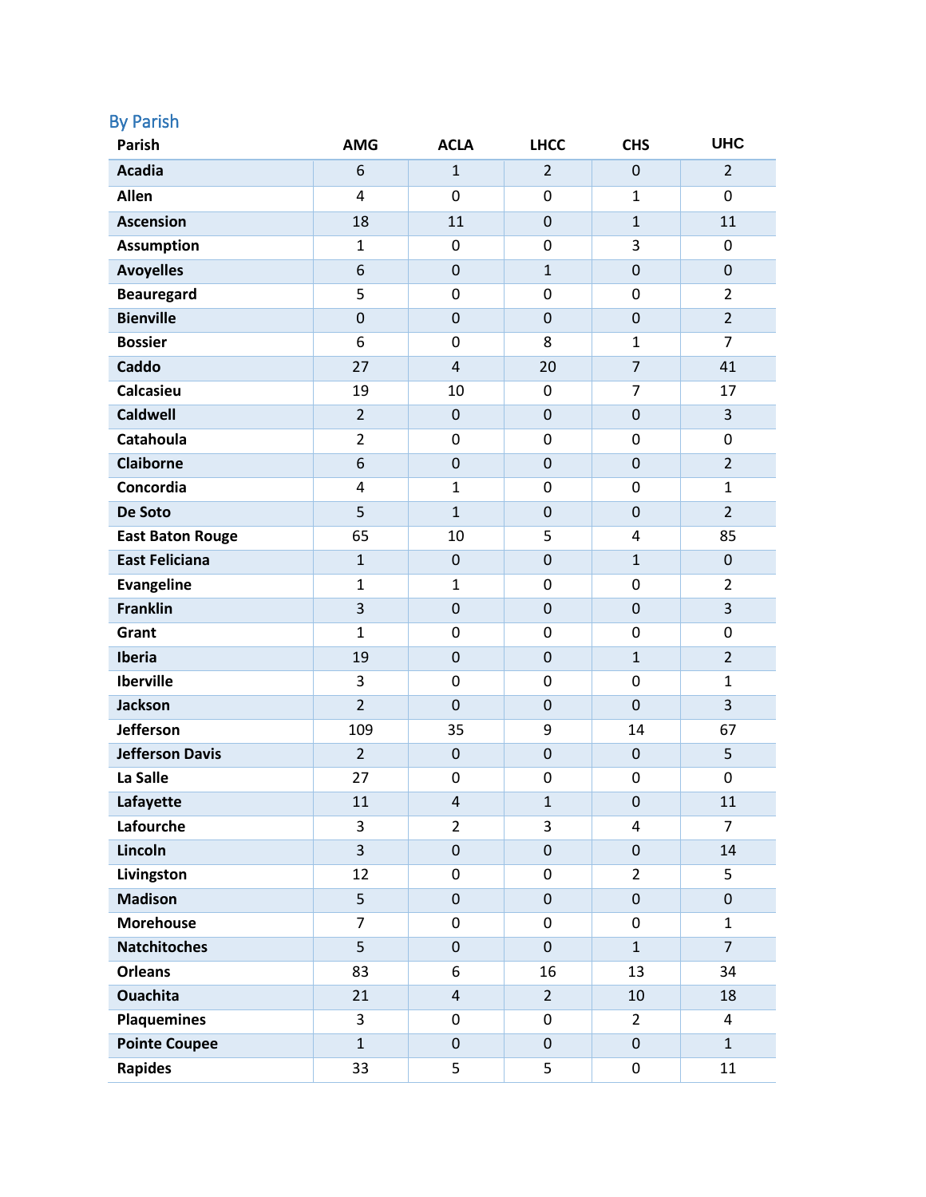## By Parish

| Parish | AMG | ACLA | LHCC | CHS | UHC |
|---|---|---|---|---|---|
| **Acadia** | 6 | 1 | 2 | 0 | 2 |
| **Allen** | 4 | 0 | 0 | 1 | 0 |
| **Ascension** | 18 | 11 | 0 | 1 | 11 |
| **Assumption** | 1 | 0 | 0 | 3 | 0 |
| **Avoyelles** | 6 | 0 | 1 | 0 | 0 |
| **Beauregard** | 5 | 0 | 0 | 0 | 2 |
| **Bienville** | 0 | 0 | 0 | 0 | 2 |
| **Bossier** | 6 | 0 | 8 | 1 | 7 |
| **Caddo** | 27 | 4 | 20 | 7 | 41 |
| **Calcasieu** | 19 | 10 | 0 | 7 | 17 |
| **Caldwell** | 2 | 0 | 0 | 0 | 3 |
| **Catahoula** | 2 | 0 | 0 | 0 | 0 |
| **Claiborne** | 6 | 0 | 0 | 0 | 2 |
| **Concordia** | 4 | 1 | 0 | 0 | 1 |
| **De Soto** | 5 | 1 | 0 | 0 | 2 |
| **East Baton Rouge** | 65 | 10 | 5 | 4 | 85 |
| **East Feliciana** | 1 | 0 | 0 | 1 | 0 |
| **Evangeline** | 1 | 1 | 0 | 0 | 2 |
| **Franklin** | 3 | 0 | 0 | 0 | 3 |
| **Grant** | 1 | 0 | 0 | 0 | 0 |
| **Iberia** | 19 | 0 | 0 | 1 | 2 |
| **Iberville** | 3 | 0 | 0 | 0 | 1 |
| **Jackson** | 2 | 0 | 0 | 0 | 3 |
| **Jefferson** | 109 | 35 | 9 | 14 | 67 |
| **Jefferson Davis** | 2 | 0 | 0 | 0 | 5 |
| **La Salle** | 27 | 0 | 0 | 0 | 0 |
| **Lafayette** | 11 | 4 | 1 | 0 | 11 |
| **Lafourche** | 3 | 2 | 3 | 4 | 7 |
| **Lincoln** | 3 | 0 | 0 | 0 | 14 |
| **Livingston** | 12 | 0 | 0 | 2 | 5 |
| **Madison** | 5 | 0 | 0 | 0 | 0 |
| **Morehouse** | 7 | 0 | 0 | 0 | 1 |
| **Natchitoches** | 5 | 0 | 0 | 1 | 7 |
| **Orleans** | 83 | 6 | 16 | 13 | 34 |
| **Ouachita** | 21 | 4 | 2 | 10 | 18 |
| **Plaquemines** | 3 | 0 | 0 | 2 | 4 |
| **Pointe Coupee** | 1 | 0 | 0 | 0 | 1 |
| **Rapides** | 33 | 5 | 5 | 0 | 11 |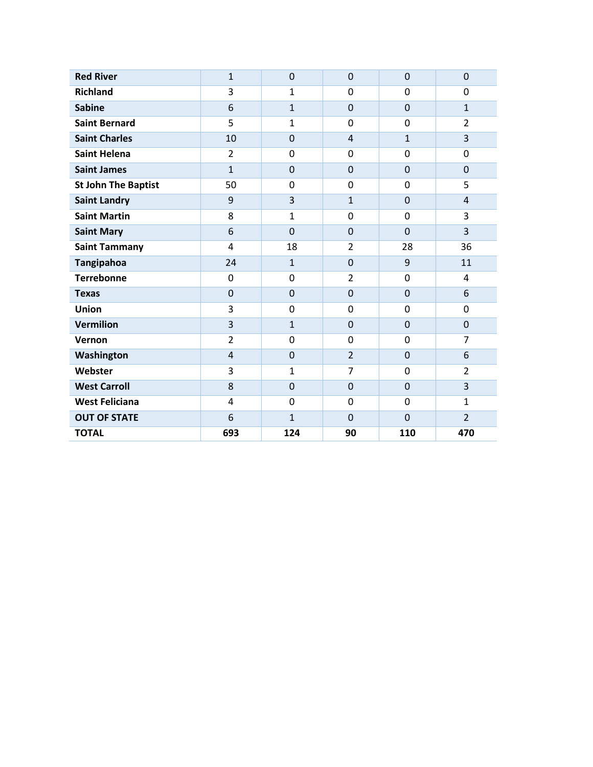| | | | | | |
|---|---|---|---|---|---|
| **Red River** | 1 | 0 | 0 | 0 | 0 |
| **Richland** | 3 | 1 | 0 | 0 | 0 |
| **Sabine** | 6 | 1 | 0 | 0 | 1 |
| **Saint Bernard** | 5 | 1 | 0 | 0 | 2 |
| **Saint Charles** | 10 | 0 | 4 | 1 | 3 |
| **Saint Helena** | 2 | 0 | 0 | 0 | 0 |
| **Saint James** | 1 | 0 | 0 | 0 | 0 |
| **St John The Baptist** | 50 | 0 | 0 | 0 | 5 |
| **Saint Landry** | 9 | 3 | 1 | 0 | 4 |
| **Saint Martin** | 8 | 1 | 0 | 0 | 3 |
| **Saint Mary** | 6 | 0 | 0 | 0 | 3 |
| **Saint Tammany** | 4 | 18 | 2 | 28 | 36 |
| **Tangipahoa** | 24 | 1 | 0 | 9 | 11 |
| **Terrebonne** | 0 | 0 | 2 | 0 | 4 |
| **Texas** | 0 | 0 | 0 | 0 | 6 |
| **Union** | 3 | 0 | 0 | 0 | 0 |
| **Vermilion** | 3 | 1 | 0 | 0 | 0 |
| **Vernon** | 2 | 0 | 0 | 0 | 7 |
| **Washington** | 4 | 0 | 2 | 0 | 6 |
| **Webster** | 3 | 1 | 7 | 0 | 2 |
| **West Carroll** | 8 | 0 | 0 | 0 | 3 |
| **West Feliciana** | 4 | 0 | 0 | 0 | 1 |
| **OUT OF STATE** | 6 | 1 | 0 | 0 | 2 |
| **TOTAL** | **693** | **124** | **90** | **110** | **470** |